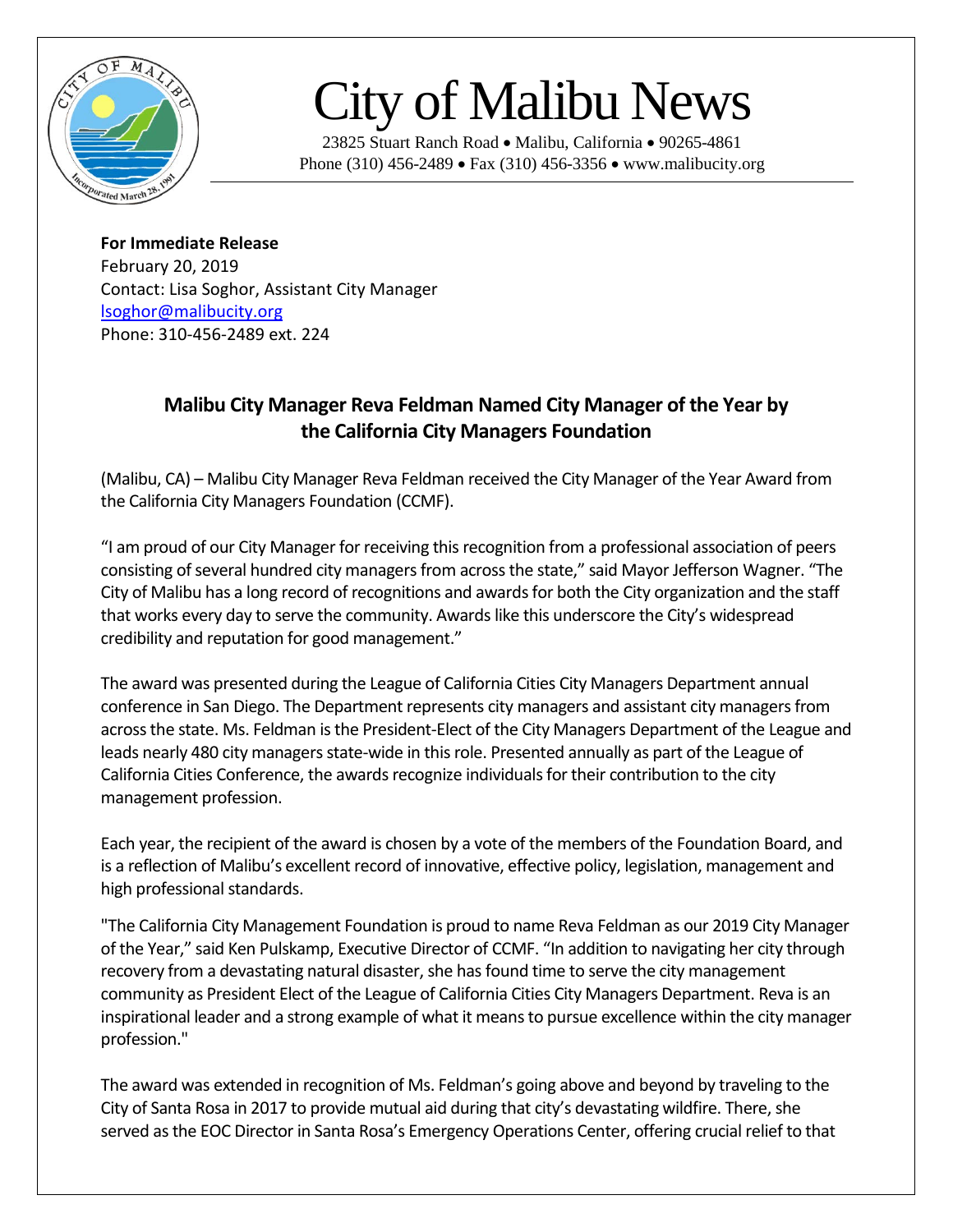# City of Malibu News

23825 Stuart Ranch Road • Malibu, California • 90265-4861
Phone (310) 456-2489 • Fax (310) 456-3356 • www.malibucity.org

**For Immediate Release**
February 20, 2019
Contact: Lisa Soghor, Assistant City Manager
lsoghor@malibucity.org
Phone: 310-456-2489 ext. 224

## Malibu City Manager Reva Feldman Named City Manager of the Year by the California City Managers Foundation

(Malibu, CA) – Malibu City Manager Reva Feldman received the City Manager of the Year Award from the California City Managers Foundation (CCMF).

"I am proud of our City Manager for receiving this recognition from a professional association of peers consisting of several hundred city managers from across the state," said Mayor Jefferson Wagner. "The City of Malibu has a long record of recognitions and awards for both the City organization and the staff that works every day to serve the community. Awards like this underscore the City's widespread credibility and reputation for good management."

The award was presented during the League of California Cities City Managers Department annual conference in San Diego. The Department represents city managers and assistant city managers from across the state. Ms. Feldman is the President-Elect of the City Managers Department of the League and leads nearly 480 city managers state-wide in this role. Presented annually as part of the League of California Cities Conference, the awards recognize individuals for their contribution to the city management profession.

Each year, the recipient of the award is chosen by a vote of the members of the Foundation Board, and is a reflection of Malibu's excellent record of innovative, effective policy, legislation, management and high professional standards.

"The California City Management Foundation is proud to name Reva Feldman as our 2019 City Manager of the Year," said Ken Pulskamp, Executive Director of CCMF. "In addition to navigating her city through recovery from a devastating natural disaster, she has found time to serve the city management community as President Elect of the League of California Cities City Managers Department. Reva is an inspirational leader and a strong example of what it means to pursue excellence within the city manager profession."

The award was extended in recognition of Ms. Feldman's going above and beyond by traveling to the City of Santa Rosa in 2017 to provide mutual aid during that city's devastating wildfire. There, she served as the EOC Director in Santa Rosa's Emergency Operations Center, offering crucial relief to that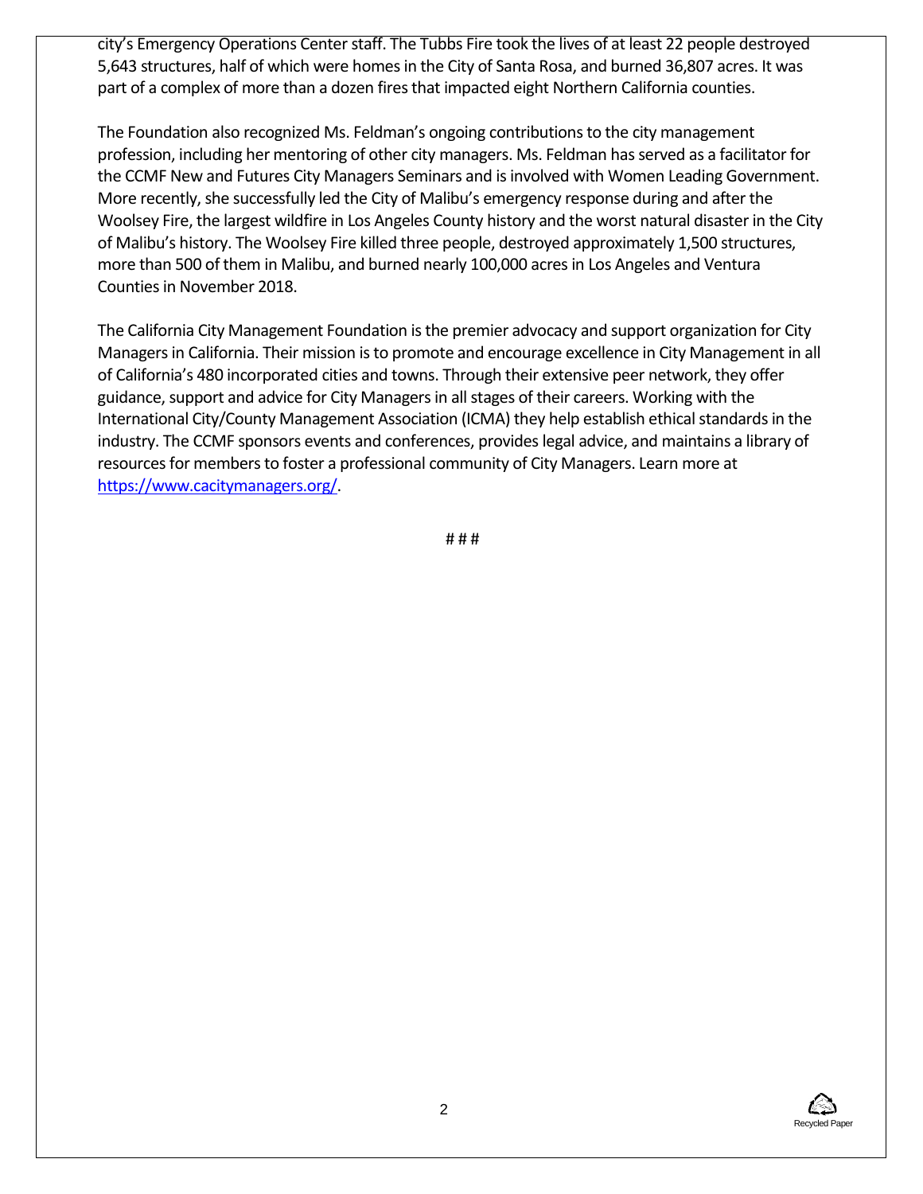city's Emergency Operations Center staff. The Tubbs Fire took the lives of at least 22 people destroyed 5,643 structures, half of which were homes in the City of Santa Rosa, and burned 36,807 acres. It was part of a complex of more than a dozen fires that impacted eight Northern California counties.

The Foundation also recognized Ms. Feldman's ongoing contributions to the city management profession, including her mentoring of other city managers. Ms. Feldman has served as a facilitator for the CCMF New and Futures City Managers Seminars and is involved with Women Leading Government. More recently, she successfully led the City of Malibu's emergency response during and after the Woolsey Fire, the largest wildfire in Los Angeles County history and the worst natural disaster in the City of Malibu's history. The Woolsey Fire killed three people, destroyed approximately 1,500 structures, more than 500 of them in Malibu, and burned nearly 100,000 acres in Los Angeles and Ventura Counties in November 2018.

The California City Management Foundation is the premier advocacy and support organization for City Managers in California. Their mission is to promote and encourage excellence in City Management in all of California's 480 incorporated cities and towns. Through their extensive peer network, they offer guidance, support and advice for City Managers in all stages of their careers. Working with the International City/County Management Association (ICMA) they help establish ethical standards in the industry. The CCMF sponsors events and conferences, provides legal advice, and maintains a library of resources for members to foster a professional community of City Managers. Learn more at https://www.cacitymanagers.org/.

# # #

Recycled Paper